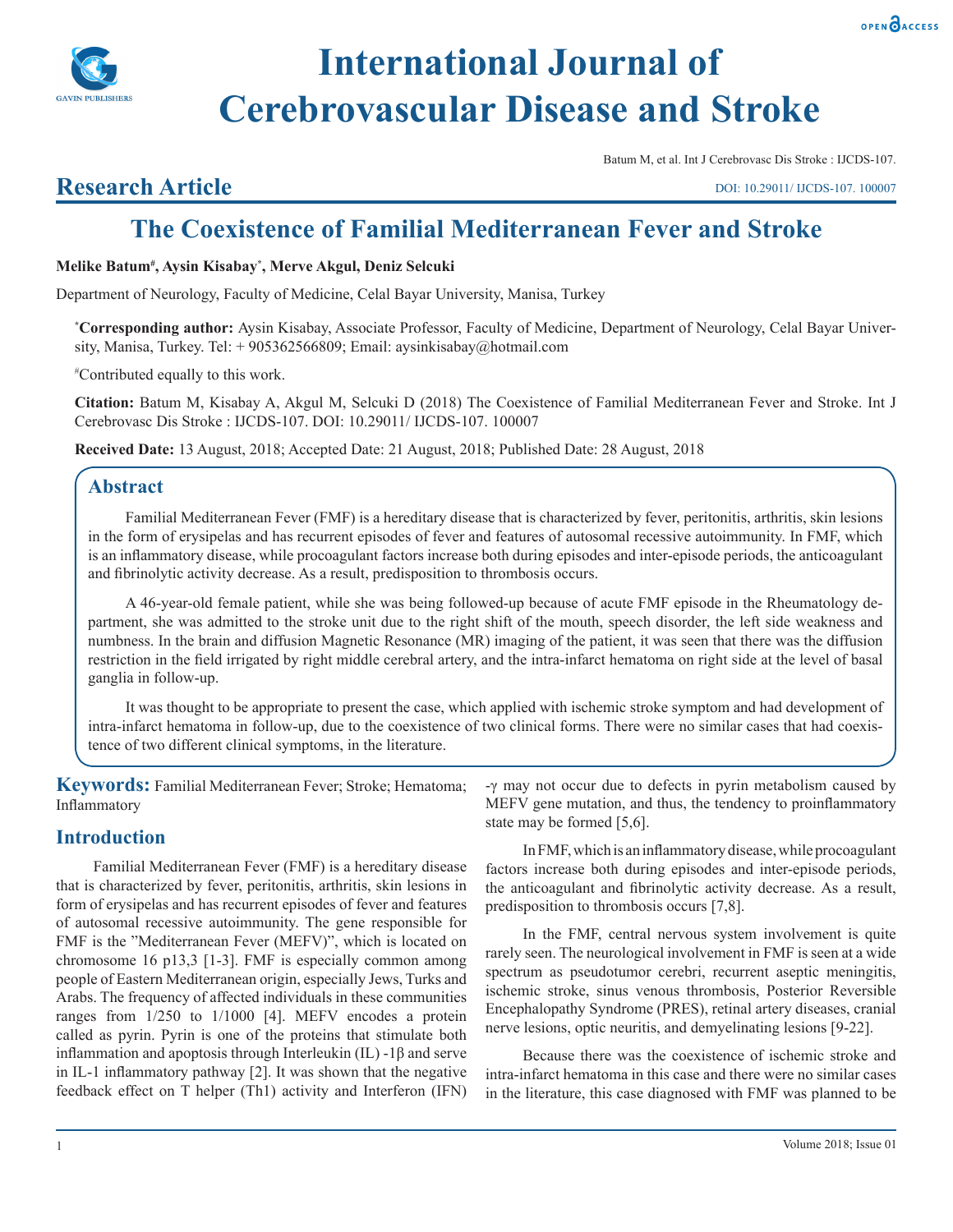# International Journal of Cerebrovascular Disease and Stroke

Batum M, et al. Int J Cerebrovasc Dis Stroke : IJCDS-107.

## Research Article

DOI: 10.29011/ IJCDS-107. 100007

# The Coexistence of Familial Mediterranean Fever and Stroke

**Melike Batum[#], Aysin Kisabay[*], Merve Akgul, Deniz Selcuki**

Department of Neurology, Faculty of Medicine, Celal Bayar University, Manisa, Turkey

[*]**Corresponding author:** Aysin Kisabay, Associate Professor, Faculty of Medicine, Department of Neurology, Celal Bayar University, Manisa, Turkey. Tel: + 905362566809; Email: aysinkisabay@hotmail.com

[#]Contributed equally to this work.

**Citation:** Batum M, Kisabay A, Akgul M, Selcuki D (2018) The Coexistence of Familial Mediterranean Fever and Stroke. Int J Cerebrovasc Dis Stroke : IJCDS-107. DOI: 10.29011/ IJCDS-107. 100007

**Received Date:** 13 August, 2018; Accepted Date: 21 August, 2018; Published Date: 28 August, 2018

## Abstract

Familial Mediterranean Fever (FMF) is a hereditary disease that is characterized by fever, peritonitis, arthritis, skin lesions in the form of erysipelas and has recurrent episodes of fever and features of autosomal recessive autoimmunity. In FMF, which is an inflammatory disease, while procoagulant factors increase both during episodes and inter-episode periods, the anticoagulant and fibrinolytic activity decrease. As a result, predisposition to thrombosis occurs.

A 46-year-old female patient, while she was being followed-up because of acute FMF episode in the Rheumatology department, she was admitted to the stroke unit due to the right shift of the mouth, speech disorder, the left side weakness and numbness. In the brain and diffusion Magnetic Resonance (MR) imaging of the patient, it was seen that there was the diffusion restriction in the field irrigated by right middle cerebral artery, and the intra-infarct hematoma on right side at the level of basal ganglia in follow-up.

It was thought to be appropriate to present the case, which applied with ischemic stroke symptom and had development of intra-infarct hematoma in follow-up, due to the coexistence of two clinical forms. There were no similar cases that had coexistence of two different clinical symptoms, in the literature.

**Keywords:** Familial Mediterranean Fever; Stroke; Hematoma; Inflammatory

## Introduction

Familial Mediterranean Fever (FMF) is a hereditary disease that is characterized by fever, peritonitis, arthritis, skin lesions in form of erysipelas and has recurrent episodes of fever and features of autosomal recessive autoimmunity. The gene responsible for FMF is the "Mediterranean Fever (MEFV)", which is located on chromosome 16 p13,3 [1-3]. FMF is especially common among people of Eastern Mediterranean origin, especially Jews, Turks and Arabs. The frequency of affected individuals in these communities ranges from 1/250 to 1/1000 [4]. MEFV encodes a protein called as pyrin. Pyrin is one of the proteins that stimulate both inflammation and apoptosis through Interleukin (IL) -1β and serve in IL-1 inflammatory pathway [2]. It was shown that the negative feedback effect on T helper (Th1) activity and Interferon (IFN) -γ may not occur due to defects in pyrin metabolism caused by MEFV gene mutation, and thus, the tendency to proinflammatory state may be formed [5,6].

In FMF, which is an inflammatory disease, while procoagulant factors increase both during episodes and inter-episode periods, the anticoagulant and fibrinolytic activity decrease. As a result, predisposition to thrombosis occurs [7,8].

In the FMF, central nervous system involvement is quite rarely seen. The neurological involvement in FMF is seen at a wide spectrum as pseudotumor cerebri, recurrent aseptic meningitis, ischemic stroke, sinus venous thrombosis, Posterior Reversible Encephalopathy Syndrome (PRES), retinal artery diseases, cranial nerve lesions, optic neuritis, and demyelinating lesions [9-22].

Because there was the coexistence of ischemic stroke and intra-infarct hematoma in this case and there were no similar cases in the literature, this case diagnosed with FMF was planned to be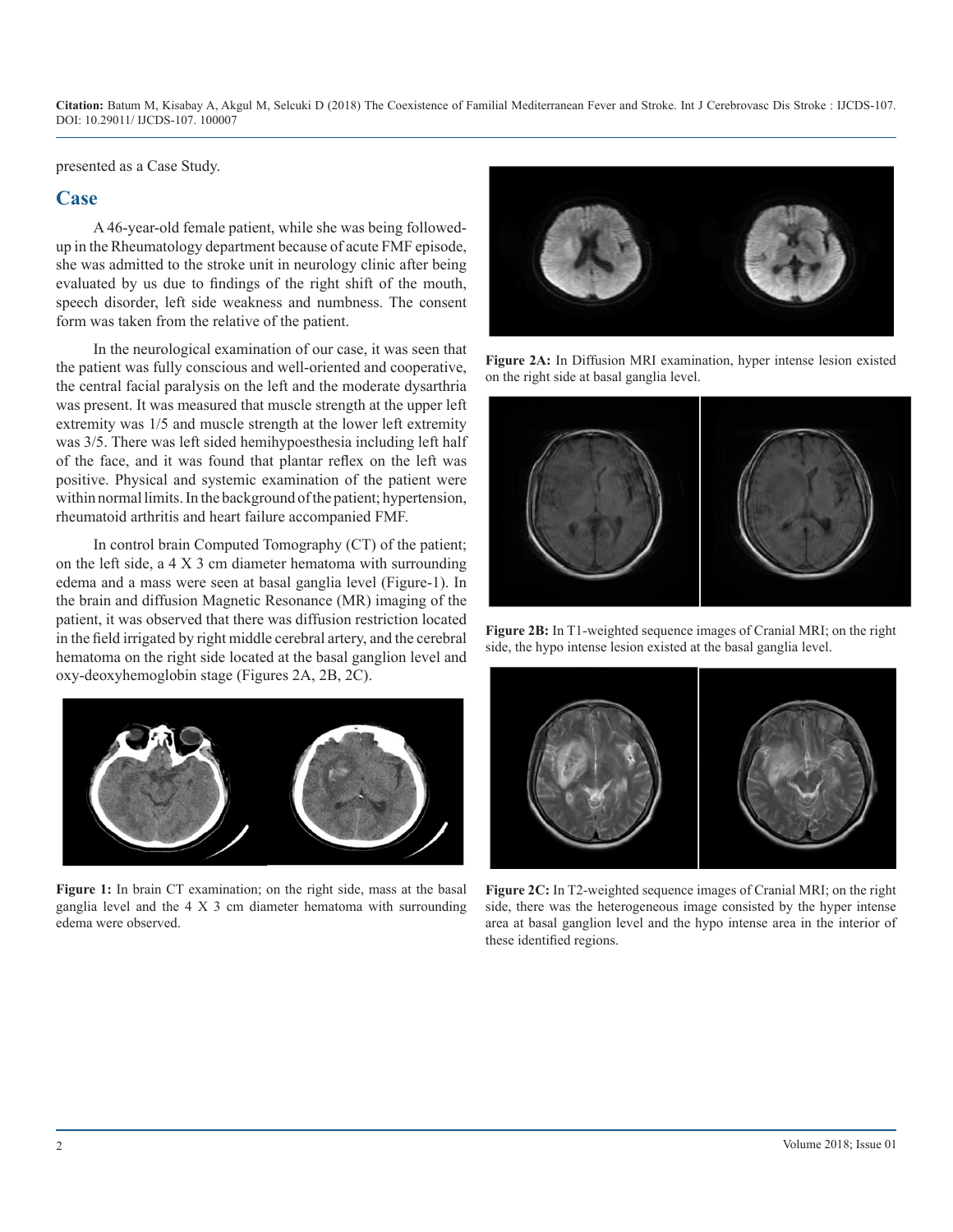presented as a Case Study.

## Case

A 46-year-old female patient, while she was being followed-up in the Rheumatology department because of acute FMF episode, she was admitted to the stroke unit in neurology clinic after being evaluated by us due to findings of the right shift of the mouth, speech disorder, left side weakness and numbness. The consent form was taken from the relative of the patient.

In the neurological examination of our case, it was seen that the patient was fully conscious and well-oriented and cooperative, the central facial paralysis on the left and the moderate dysarthria was present. It was measured that muscle strength at the upper left extremity was 1/5 and muscle strength at the lower left extremity was 3/5. There was left sided hemihypoesthesia including left half of the face, and it was found that plantar reflex on the left was positive. Physical and systemic examination of the patient were within normal limits. In the background of the patient; hypertension, rheumatoid arthritis and heart failure accompanied FMF.

In control brain Computed Tomography (CT) of the patient; on the left side, a 4 X 3 cm diameter hematoma with surrounding edema and a mass were seen at basal ganglia level (Figure-1). In the brain and diffusion Magnetic Resonance (MR) imaging of the patient, it was observed that there was diffusion restriction located in the field irrigated by right middle cerebral artery, and the cerebral hematoma on the right side located at the basal ganglion level and oxy-deoxyhemoglobin stage (Figures 2A, 2B, 2C).

**Figure 1:** In brain CT examination; on the right side, mass at the basal ganglia level and the 4 X 3 cm diameter hematoma with surrounding edema were observed.

**Figure 2A:** In Diffusion MRI examination, hyper intense lesion existed on the right side at basal ganglia level.

**Figure 2B:** In T1-weighted sequence images of Cranial MRI; on the right side, the hypo intense lesion existed at the basal ganglia level.

**Figure 2C:** In T2-weighted sequence images of Cranial MRI; on the right side, there was the heterogeneous image consisted by the hyper intense area at basal ganglion level and the hypo intense area in the interior of these identified regions.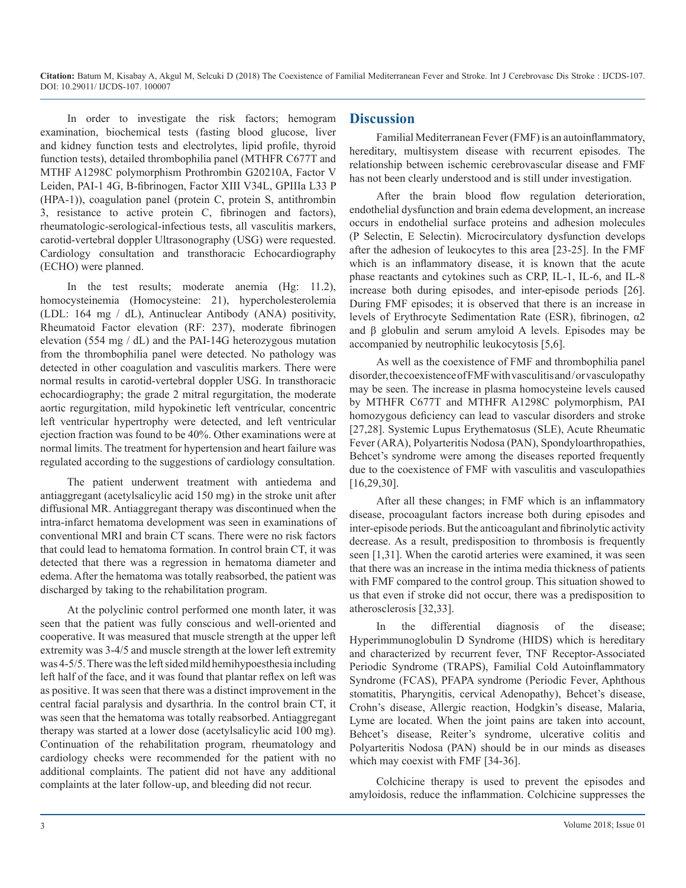In order to investigate the risk factors; hemogram examination, biochemical tests (fasting blood glucose, liver and kidney function tests and electrolytes, lipid profile, thyroid function tests), detailed thrombophilia panel (MTHFR C677T and MTHF A1298C polymorphism Prothrombin G20210A, Factor V Leiden, PAI-1 4G, B-fibrinogen, Factor XIII V34L, GPIIIa L33 P (HPA-1)), coagulation panel (protein C, protein S, antithrombin 3, resistance to active protein C, fibrinogen and factors), rheumatologic-serological-infectious tests, all vasculitis markers, carotid-vertebral doppler Ultrasonography (USG) were requested. Cardiology consultation and transthoracic Echocardiography (ECHO) were planned.

In the test results; moderate anemia (Hg: 11.2), homocysteinemia (Homocysteine: 21), hypercholesterolemia (LDL: 164 mg / dL), Antinuclear Antibody (ANA) positivity, Rheumatoid Factor elevation (RF: 237), moderate fibrinogen elevation (554 mg / dL) and the PAI-14G heterozygous mutation from the thrombophilia panel were detected. No pathology was detected in other coagulation and vasculitis markers. There were normal results in carotid-vertebral doppler USG. In transthoracic echocardiography; the grade 2 mitral regurgitation, the moderate aortic regurgitation, mild hypokinetic left ventricular, concentric left ventricular hypertrophy were detected, and left ventricular ejection fraction was found to be 40%. Other examinations were at normal limits. The treatment for hypertension and heart failure was regulated according to the suggestions of cardiology consultation.

The patient underwent treatment with antiedema and antiaggregant (acetylsalicylic acid 150 mg) in the stroke unit after diffusional MR. Antiaggregant therapy was discontinued when the intra-infarct hematoma development was seen in examinations of conventional MRI and brain CT scans. There were no risk factors that could lead to hematoma formation. In control brain CT, it was detected that there was a regression in hematoma diameter and edema. After the hematoma was totally reabsorbed, the patient was discharged by taking to the rehabilitation program.

At the polyclinic control performed one month later, it was seen that the patient was fully conscious and well-oriented and cooperative. It was measured that muscle strength at the upper left extremity was 3-4/5 and muscle strength at the lower left extremity was 4-5/5. There was the left sided mild hemihypoesthesia including left half of the face, and it was found that plantar reflex on left was as positive. It was seen that there was a distinct improvement in the central facial paralysis and dysarthria. In the control brain CT, it was seen that the hematoma was totally reabsorbed. Antiaggregant therapy was started at a lower dose (acetylsalicylic acid 100 mg). Continuation of the rehabilitation program, rheumatology and cardiology checks were recommended for the patient with no additional complaints. The patient did not have any additional complaints at the later follow-up, and bleeding did not recur.

## Discussion

Familial Mediterranean Fever (FMF) is an autoinflammatory, hereditary, multisystem disease with recurrent episodes. The relationship between ischemic cerebrovascular disease and FMF has not been clearly understood and is still under investigation.

After the brain blood flow regulation deterioration, endothelial dysfunction and brain edema development, an increase occurs in endothelial surface proteins and adhesion molecules (P Selectin, E Selectin). Microcirculatory dysfunction develops after the adhesion of leukocytes to this area [23-25]. In the FMF which is an inflammatory disease, it is known that the acute phase reactants and cytokines such as CRP, IL-1, IL-6, and IL-8 increase both during episodes, and inter-episode periods [26]. During FMF episodes; it is observed that there is an increase in levels of Erythrocyte Sedimentation Rate (ESR), fibrinogen, α2 and β globulin and serum amyloid A levels. Episodes may be accompanied by neutrophilic leukocytosis [5,6].

As well as the coexistence of FMF and thrombophilia panel disorder, the coexistence of FMF with vasculitis and / or vasculopathy may be seen. The increase in plasma homocysteine levels caused by MTHFR C677T and MTHFR A1298C polymorphism, PAI homozygous deficiency can lead to vascular disorders and stroke [27,28]. Systemic Lupus Erythematosus (SLE), Acute Rheumatic Fever (ARA), Polyarteritis Nodosa (PAN), Spondyloarthropathies, Behcet's syndrome were among the diseases reported frequently due to the coexistence of FMF with vasculitis and vasculopathies [16,29,30].

After all these changes; in FMF which is an inflammatory disease, procoagulant factors increase both during episodes and inter-episode periods. But the anticoagulant and fibrinolytic activity decrease. As a result, predisposition to thrombosis is frequently seen [1,31]. When the carotid arteries were examined, it was seen that there was an increase in the intima media thickness of patients with FMF compared to the control group. This situation showed to us that even if stroke did not occur, there was a predisposition to atherosclerosis [32,33].

In the differential diagnosis of the disease; Hyperimmunoglobulin D Syndrome (HIDS) which is hereditary and characterized by recurrent fever, TNF Receptor-Associated Periodic Syndrome (TRAPS), Familial Cold Autoinflammatory Syndrome (FCAS), PFAPA syndrome (Periodic Fever, Aphthous stomatitis, Pharyngitis, cervical Adenopathy), Behcet's disease, Crohn's disease, Allergic reaction, Hodgkin's disease, Malaria, Lyme are located. When the joint pains are taken into account, Behcet's disease, Reiter's syndrome, ulcerative colitis and Polyarteritis Nodosa (PAN) should be in our minds as diseases which may coexist with FMF [34-36].

Colchicine therapy is used to prevent the episodes and amyloidosis, reduce the inflammation. Colchicine suppresses the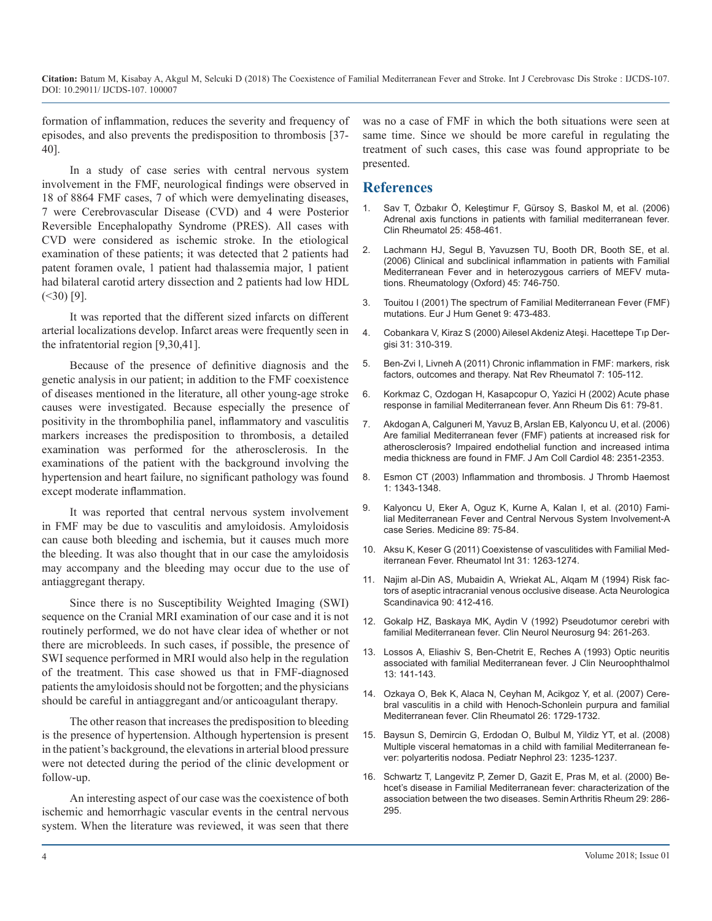formation of inflammation, reduces the severity and frequency of episodes, and also prevents the predisposition to thrombosis [37-40].

In a study of case series with central nervous system involvement in the FMF, neurological findings were observed in 18 of 8864 FMF cases, 7 of which were demyelinating diseases, 7 were Cerebrovascular Disease (CVD) and 4 were Posterior Reversible Encephalopathy Syndrome (PRES). All cases with CVD were considered as ischemic stroke. In the etiological examination of these patients; it was detected that 2 patients had patent foramen ovale, 1 patient had thalassemia major, 1 patient had bilateral carotid artery dissection and 2 patients had low HDL (<30) [9].

It was reported that the different sized infarcts on different arterial localizations develop. Infarct areas were frequently seen in the infratentorial region [9,30,41].

Because of the presence of definitive diagnosis and the genetic analysis in our patient; in addition to the FMF coexistence of diseases mentioned in the literature, all other young-age stroke causes were investigated. Because especially the presence of positivity in the thrombophilia panel, inflammatory and vasculitis markers increases the predisposition to thrombosis, a detailed examination was performed for the atherosclerosis. In the examinations of the patient with the background involving the hypertension and heart failure, no significant pathology was found except moderate inflammation.

It was reported that central nervous system involvement in FMF may be due to vasculitis and amyloidosis. Amyloidosis can cause both bleeding and ischemia, but it causes much more the bleeding. It was also thought that in our case the amyloidosis may accompany and the bleeding may occur due to the use of antiaggregant therapy.

Since there is no Susceptibility Weighted Imaging (SWI) sequence on the Cranial MRI examination of our case and it is not routinely performed, we do not have clear idea of whether or not there are microbleeds. In such cases, if possible, the presence of SWI sequence performed in MRI would also help in the regulation of the treatment. This case showed us that in FMF-diagnosed patients the amyloidosis should not be forgotten; and the physicians should be careful in antiaggregant and/or anticoagulant therapy.

The other reason that increases the predisposition to bleeding is the presence of hypertension. Although hypertension is present in the patient's background, the elevations in arterial blood pressure were not detected during the period of the clinic development or follow-up.

An interesting aspect of our case was the coexistence of both ischemic and hemorrhagic vascular events in the central nervous system. When the literature was reviewed, it was seen that there was no a case of FMF in which the both situations were seen at same time. Since we should be more careful in regulating the treatment of such cases, this case was found appropriate to be presented.

## References

1. Sav T, Özbakır Ö, Keleştimur F, Gürsoy S, Baskol M, et al. (2006) Adrenal axis functions in patients with familial mediterranean fever. Clin Rheumatol 25: 458-461.
2. Lachmann HJ, Segul B, Yavuzsen TU, Booth DR, Booth SE, et al. (2006) Clinical and subclinical inflammation in patients with Familial Mediterranean Fever and in heterozygous carriers of MEFV mutations. Rheumatology (Oxford) 45: 746-750.
3. Touitou I (2001) The spectrum of Familial Mediterranean Fever (FMF) mutations. Eur J Hum Genet 9: 473-483.
4. Cobankara V, Kiraz S (2000) Ailesel Akdeniz Ateşi. Hacettepe Tıp Dergisi 31: 310-319.
5. Ben-Zvi I, Livneh A (2011) Chronic inflammation in FMF: markers, risk factors, outcomes and therapy. Nat Rev Rheumatol 7: 105-112.
6. Korkmaz C, Ozdogan H, Kasapcopur O, Yazici H (2002) Acute phase response in familial Mediterranean fever. Ann Rheum Dis 61: 79-81.
7. Akdogan A, Calguneri M, Yavuz B, Arslan EB, Kalyoncu U, et al. (2006) Are familial Mediterranean fever (FMF) patients at increased risk for atherosclerosis? Impaired endothelial function and increased intima media thickness are found in FMF. J Am Coll Cardiol 48: 2351-2353.
8. Esmon CT (2003) Inflammation and thrombosis. J Thromb Haemost 1: 1343-1348.
9. Kalyoncu U, Eker A, Oguz K, Kurne A, Kalan I, et al. (2010) Familial Mediterranean Fever and Central Nervous System Involvement-A case Series. Medicine 89: 75-84.
10. Aksu K, Keser G (2011) Coexistense of vasculitides with Familial Mediterranean Fever. Rheumatol Int 31: 1263-1274.
11. Najim al-Din AS, Mubaidin A, Wriekat AL, Alqam M (1994) Risk factors of aseptic intracranial venous occlusive disease. Acta Neurologica Scandinavica 90: 412-416.
12. Gokalp HZ, Baskaya MK, Aydin V (1992) Pseudotumor cerebri with familial Mediterranean fever. Clin Neurol Neurosurg 94: 261-263.
13. Lossos A, Eliashiv S, Ben-Chetrit E, Reches A (1993) Optic neuritis associated with familial Mediterranean fever. J Clin Neuroophthalmol 13: 141-143.
14. Ozkaya O, Bek K, Alaca N, Ceyhan M, Acikgoz Y, et al. (2007) Cerebral vasculitis in a child with Henoch-Schonlein purpura and familial Mediterranean fever. Clin Rheumatol 26: 1729-1732.
15. Baysun S, Demircin G, Erdodan O, Bulbul M, Yildiz YT, et al. (2008) Multiple visceral hematomas in a child with familial Mediterranean fever: polyarteritis nodosa. Pediatr Nephrol 23: 1235-1237.
16. Schwartz T, Langevitz P, Zemer D, Gazit E, Pras M, et al. (2000) Behcet's disease in Familial Mediterranean fever: characterization of the association between the two diseases. Semin Arthritis Rheum 29: 286-295.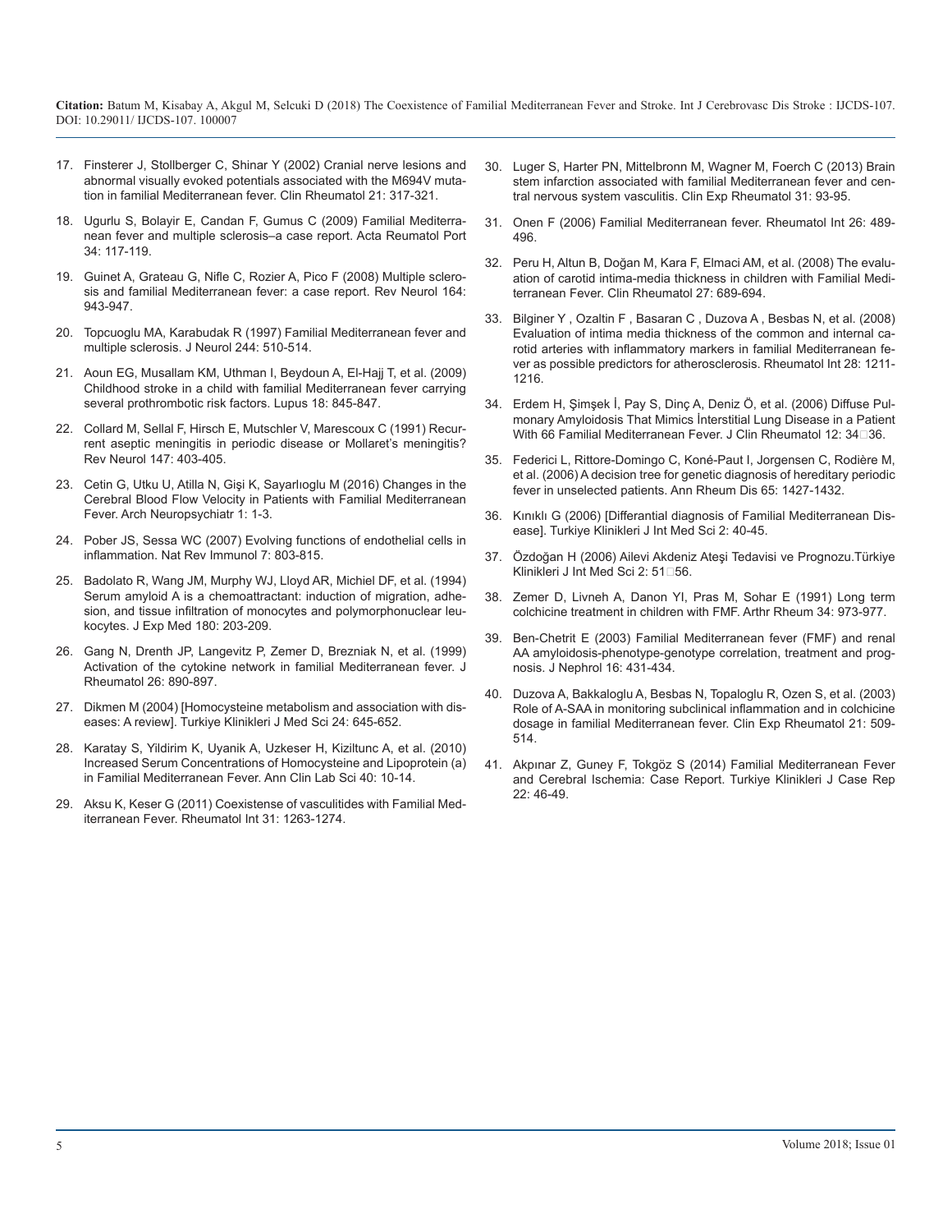17. Finsterer J, Stollberger C, Shinar Y (2002) Cranial nerve lesions and abnormal visually evoked potentials associated with the M694V mutation in familial Mediterranean fever. Clin Rheumatol 21: 317-321.
18. Ugurlu S, Bolayir E, Candan F, Gumus C (2009) Familial Mediterranean fever and multiple sclerosis–a case report. Acta Reumatol Port 34: 117-119.
19. Guinet A, Grateau G, Nifle C, Rozier A, Pico F (2008) Multiple sclerosis and familial Mediterranean fever: a case report. Rev Neurol 164: 943-947.
20. Topcuoglu MA, Karabudak R (1997) Familial Mediterranean fever and multiple sclerosis. J Neurol 244: 510-514.
21. Aoun EG, Musallam KM, Uthman I, Beydoun A, El-Hajj T, et al. (2009) Childhood stroke in a child with familial Mediterranean fever carrying several prothrombotic risk factors. Lupus 18: 845-847.
22. Collard M, Sellal F, Hirsch E, Mutschler V, Marescoux C (1991) Recurrent aseptic meningitis in periodic disease or Mollaret's meningitis? Rev Neurol 147: 403-405.
23. Cetin G, Utku U, Atilla N, Gişi K, Sayarlıoglu M (2016) Changes in the Cerebral Blood Flow Velocity in Patients with Familial Mediterranean Fever. Arch Neuropsychiatr 1: 1-3.
24. Pober JS, Sessa WC (2007) Evolving functions of endothelial cells in inflammation. Nat Rev Immunol 7: 803-815.
25. Badolato R, Wang JM, Murphy WJ, Lloyd AR, Michiel DF, et al. (1994) Serum amyloid A is a chemoattractant: induction of migration, adhesion, and tissue infiltration of monocytes and polymorphonuclear leukocytes. J Exp Med 180: 203-209.
26. Gang N, Drenth JP, Langevitz P, Zemer D, Brezniak N, et al. (1999) Activation of the cytokine network in familial Mediterranean fever. J Rheumatol 26: 890-897.
27. Dikmen M (2004) [Homocysteine metabolism and association with diseases: A review]. Turkiye Klinikleri J Med Sci 24: 645-652.
28. Karatay S, Yildirim K, Uyanik A, Uzkeser H, Kiziltunc A, et al. (2010) Increased Serum Concentrations of Homocysteine and Lipoprotein (a) in Familial Mediterranean Fever. Ann Clin Lab Sci 40: 10-14.
29. Aksu K, Keser G (2011) Coexistense of vasculitides with Familial Mediterranean Fever. Rheumatol Int 31: 1263-1274.
30. Luger S, Harter PN, Mittelbronn M, Wagner M, Foerch C (2013) Brain stem infarction associated with familial Mediterranean fever and central nervous system vasculitis. Clin Exp Rheumatol 31: 93-95.
31. Onen F (2006) Familial Mediterranean fever. Rheumatol Int 26: 489-496.
32. Peru H, Altun B, Doğan M, Kara F, Elmaci AM, et al. (2008) The evaluation of carotid intima-media thickness in children with Familial Mediterranean Fever. Clin Rheumatol 27: 689-694.
33. Bilginer Y , Ozaltin F , Basaran C , Duzova A , Besbas N, et al. (2008) Evaluation of intima media thickness of the common and internal carotid arteries with inflammatory markers in familial Mediterranean fever as possible predictors for atherosclerosis. Rheumatol Int 28: 1211-1216.
34. Erdem H, Şimşek İ, Pay S, Dinç A, Deniz Ö, et al. (2006) Diffuse Pulmonary Amyloidosis That Mimics İnterstitial Lung Disease in a Patient With 66 Familial Mediterranean Fever. J Clin Rheumatol 12: 34□36.
35. Federici L, Rittore-Domingo C, Koné-Paut I, Jorgensen C, Rodière M, et al. (2006) A decision tree for genetic diagnosis of hereditary periodic fever in unselected patients. Ann Rheum Dis 65: 1427-1432.
36. Kınıklı G (2006) [Differantial diagnosis of Familial Mediterranean Disease]. Turkiye Klinikleri J Int Med Sci 2: 40-45.
37. Özdoğan H (2006) Ailevi Akdeniz Ateşi Tedavisi ve Prognozu.Türkiye Klinikleri J Int Med Sci 2: 51□56.
38. Zemer D, Livneh A, Danon YI, Pras M, Sohar E (1991) Long term colchicine treatment in children with FMF. Arthr Rheum 34: 973-977.
39. Ben-Chetrit E (2003) Familial Mediterranean fever (FMF) and renal AA amyloidosis-phenotype-genotype correlation, treatment and prognosis. J Nephrol 16: 431-434.
40. Duzova A, Bakkaloglu A, Besbas N, Topaloglu R, Ozen S, et al. (2003) Role of A-SAA in monitoring subclinical inflammation and in colchicine dosage in familial Mediterranean fever. Clin Exp Rheumatol 21: 509-514.
41. Akpınar Z, Guney F, Tokgöz S (2014) Familial Mediterranean Fever and Cerebral Ischemia: Case Report. Turkiye Klinikleri J Case Rep 22: 46-49.